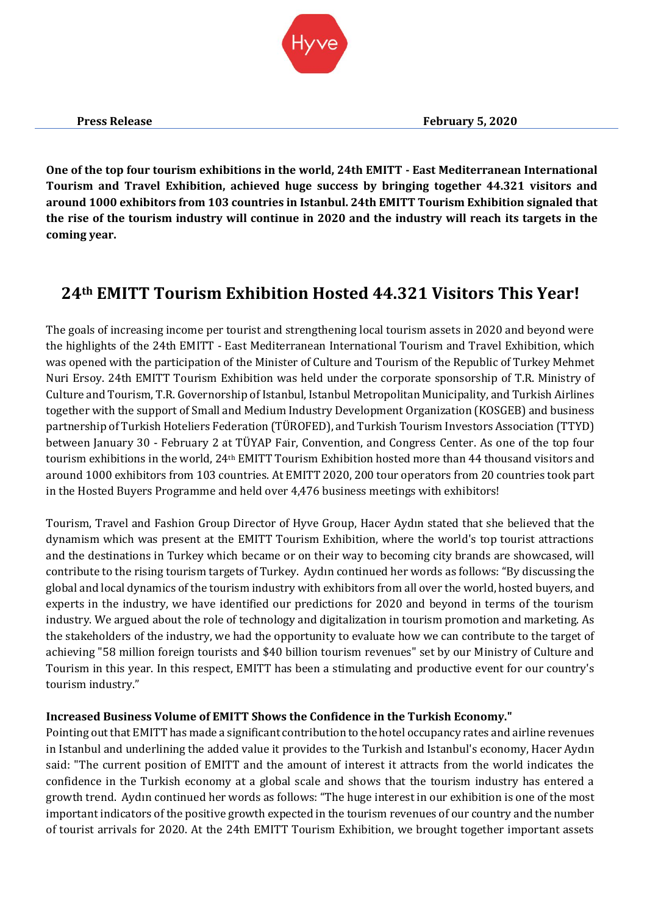**Press Release** **February 5, 2020**

**One of the top four tourism exhibitions in the world, 24th EMITT - East Mediterranean International Tourism and Travel Exhibition, achieved huge success by bringing together 44.321 visitors and around 1000 exhibitors from 103 countries in Istanbul. 24th EMITT Tourism Exhibition signaled that the rise of the tourism industry will continue in 2020 and the industry will reach its targets in the coming year.**

# 24th EMITT Tourism Exhibition Hosted 44.321 Visitors This Year!

The goals of increasing income per tourist and strengthening local tourism assets in 2020 and beyond were the highlights of the 24th EMITT - East Mediterranean International Tourism and Travel Exhibition, which was opened with the participation of the Minister of Culture and Tourism of the Republic of Turkey Mehmet Nuri Ersoy. 24th EMITT Tourism Exhibition was held under the corporate sponsorship of T.R. Ministry of Culture and Tourism, T.R. Governorship of Istanbul, Istanbul Metropolitan Municipality, and Turkish Airlines together with the support of Small and Medium Industry Development Organization (KOSGEB) and business partnership of Turkish Hoteliers Federation (TÜROFED), and Turkish Tourism Investors Association (TTYD) between January 30 - February 2 at TÜYAP Fair, Convention, and Congress Center. As one of the top four tourism exhibitions in the world, 24th EMITT Tourism Exhibition hosted more than 44 thousand visitors and around 1000 exhibitors from 103 countries. At EMITT 2020, 200 tour operators from 20 countries took part in the Hosted Buyers Programme and held over 4,476 business meetings with exhibitors!

Tourism, Travel and Fashion Group Director of Hyve Group, Hacer Aydın stated that she believed that the dynamism which was present at the EMITT Tourism Exhibition, where the world's top tourist attractions and the destinations in Turkey which became or on their way to becoming city brands are showcased, will contribute to the rising tourism targets of Turkey. Aydın continued her words as follows: "By discussing the global and local dynamics of the tourism industry with exhibitors from all over the world, hosted buyers, and experts in the industry, we have identified our predictions for 2020 and beyond in terms of the tourism industry. We argued about the role of technology and digitalization in tourism promotion and marketing. As the stakeholders of the industry, we had the opportunity to evaluate how we can contribute to the target of achieving "58 million foreign tourists and $40 billion tourism revenues" set by our Ministry of Culture and Tourism in this year. In this respect, EMITT has been a stimulating and productive event for our country's tourism industry."

**Increased Business Volume of EMITT Shows the Confidence in the Turkish Economy."**

Pointing out that EMITT has made a significant contribution to the hotel occupancy rates and airline revenues in Istanbul and underlining the added value it provides to the Turkish and Istanbul's economy, Hacer Aydın said: "The current position of EMITT and the amount of interest it attracts from the world indicates the confidence in the Turkish economy at a global scale and shows that the tourism industry has entered a growth trend. Aydın continued her words as follows: "The huge interest in our exhibition is one of the most important indicators of the positive growth expected in the tourism revenues of our country and the number of tourist arrivals for 2020. At the 24th EMITT Tourism Exhibition, we brought together important assets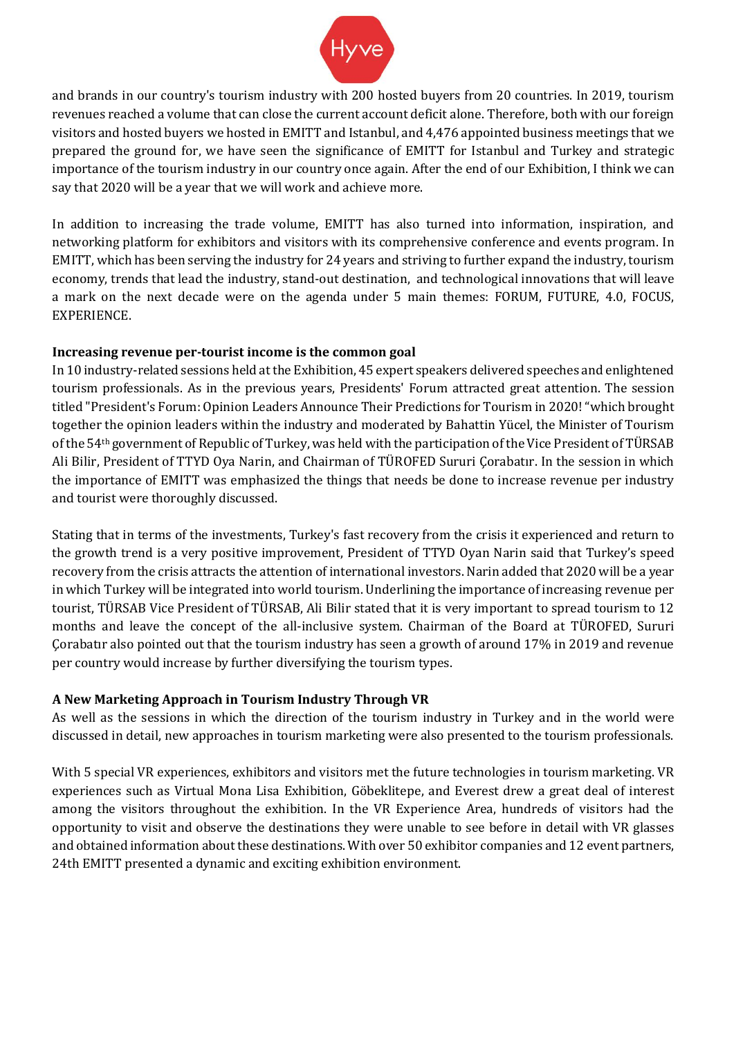and brands in our country's tourism industry with 200 hosted buyers from 20 countries. In 2019, tourism revenues reached a volume that can close the current account deficit alone. Therefore, both with our foreign visitors and hosted buyers we hosted in EMITT and Istanbul, and 4,476 appointed business meetings that we prepared the ground for, we have seen the significance of EMITT for Istanbul and Turkey and strategic importance of the tourism industry in our country once again. After the end of our Exhibition, I think we can say that 2020 will be a year that we will work and achieve more.

In addition to increasing the trade volume, EMITT has also turned into information, inspiration, and networking platform for exhibitors and visitors with its comprehensive conference and events program. In EMITT, which has been serving the industry for 24 years and striving to further expand the industry, tourism economy, trends that lead the industry, stand-out destination, and technological innovations that will leave a mark on the next decade were on the agenda under 5 main themes: FORUM, FUTURE, 4.0, FOCUS, EXPERIENCE.

**Increasing revenue per-tourist income is the common goal**

In 10 industry-related sessions held at the Exhibition, 45 expert speakers delivered speeches and enlightened tourism professionals. As in the previous years, Presidents' Forum attracted great attention. The session titled "President's Forum: Opinion Leaders Announce Their Predictions for Tourism in 2020! "which brought together the opinion leaders within the industry and moderated by Bahattin Yücel, the Minister of Tourism of the 54th government of Republic of Turkey, was held with the participation of the Vice President of TÜRSAB Ali Bilir, President of TTYD Oya Narin, and Chairman of TÜROFED Sururi Çorabatır. In the session in which the importance of EMITT was emphasized the things that needs be done to increase revenue per industry and tourist were thoroughly discussed.

Stating that in terms of the investments, Turkey's fast recovery from the crisis it experienced and return to the growth trend is a very positive improvement, President of TTYD Oyan Narin said that Turkey's speed recovery from the crisis attracts the attention of international investors. Narin added that 2020 will be a year in which Turkey will be integrated into world tourism. Underlining the importance of increasing revenue per tourist, TÜRSAB Vice President of TÜRSAB, Ali Bilir stated that it is very important to spread tourism to 12 months and leave the concept of the all-inclusive system. Chairman of the Board at TÜROFED, Sururi Çorabatır also pointed out that the tourism industry has seen a growth of around 17% in 2019 and revenue per country would increase by further diversifying the tourism types.

**A New Marketing Approach in Tourism Industry Through VR**

As well as the sessions in which the direction of the tourism industry in Turkey and in the world were discussed in detail, new approaches in tourism marketing were also presented to the tourism professionals.

With 5 special VR experiences, exhibitors and visitors met the future technologies in tourism marketing. VR experiences such as Virtual Mona Lisa Exhibition, Göbeklitepe, and Everest drew a great deal of interest among the visitors throughout the exhibition. In the VR Experience Area, hundreds of visitors had the opportunity to visit and observe the destinations they were unable to see before in detail with VR glasses and obtained information about these destinations. With over 50 exhibitor companies and 12 event partners, 24th EMITT presented a dynamic and exciting exhibition environment.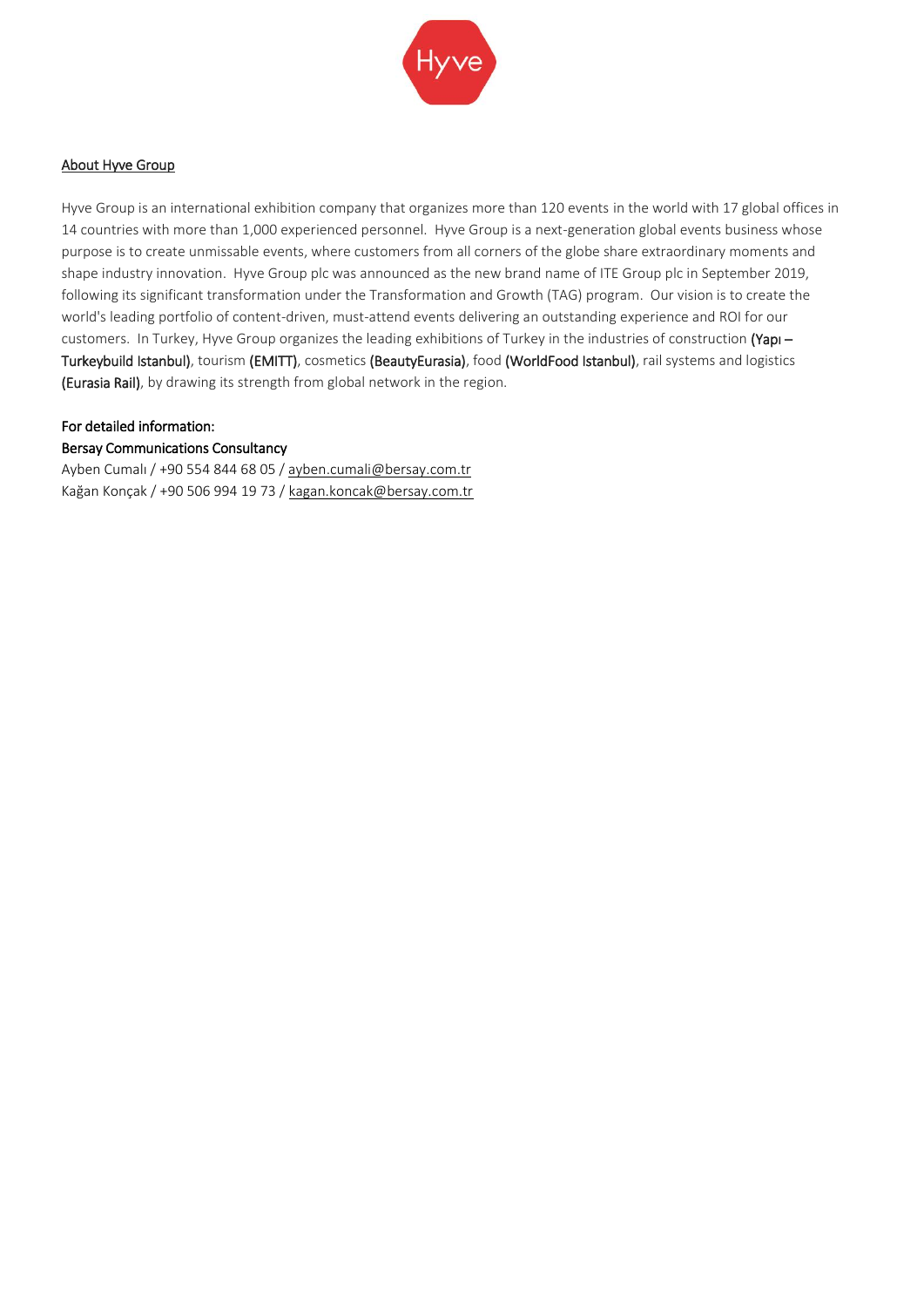## About Hyve Group

Hyve Group is an international exhibition company that organizes more than 120 events in the world with 17 global offices in 14 countries with more than 1,000 experienced personnel. Hyve Group is a next-generation global events business whose purpose is to create unmissable events, where customers from all corners of the globe share extraordinary moments and shape industry innovation. Hyve Group plc was announced as the new brand name of ITE Group plc in September 2019, following its significant transformation under the Transformation and Growth (TAG) program. Our vision is to create the world's leading portfolio of content-driven, must-attend events delivering an outstanding experience and ROI for our customers. In Turkey, Hyve Group organizes the leading exhibitions of Turkey in the industries of construction **(Yapı – Turkeybuild Istanbul)**, tourism **(EMITT)**, cosmetics **(BeautyEurasia)**, food **(WorldFood Istanbul)**, rail systems and logistics **(Eurasia Rail)**, by drawing its strength from global network in the region.

**For detailed information:**
**Bersay Communications Consultancy**
Ayben Cumalı / +90 554 844 68 05 / ayben.cumali@bersay.com.tr
Kağan Konçak / +90 506 994 19 73 / kagan.koncak@bersay.com.tr